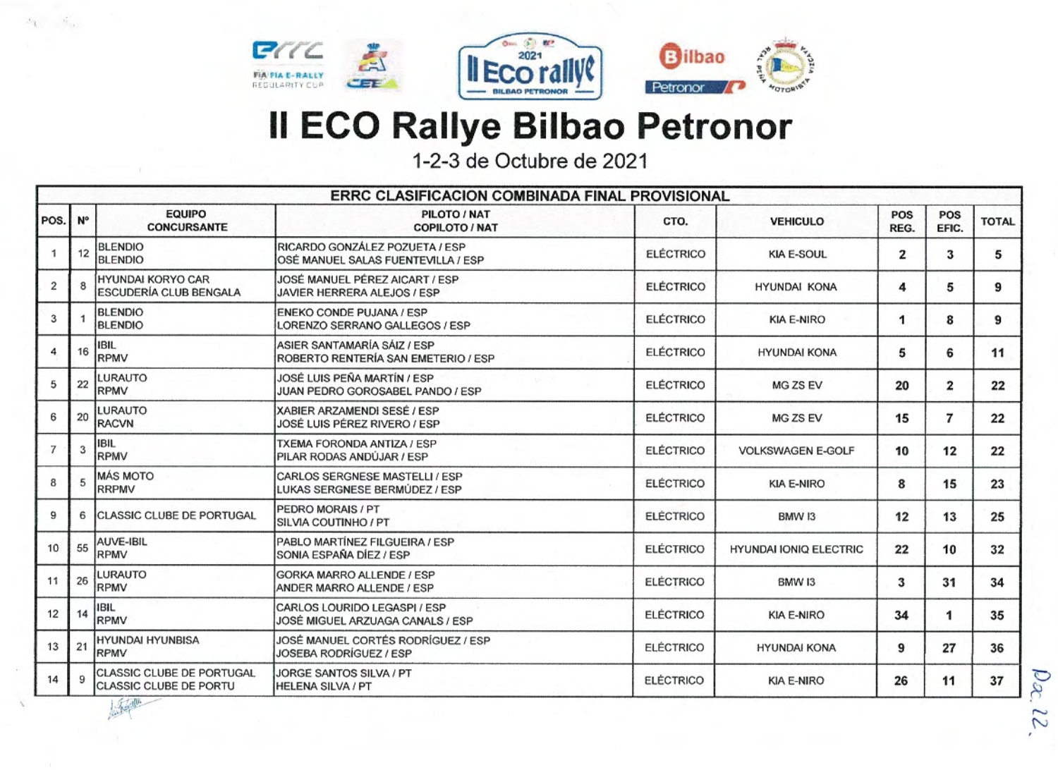# II ECO Rallye Bilbao Petronor

1-2-3 de Octubre de 2021

| ERRC CLASIFICACION COMBINADA FINAL PROVISIONAL | | | | | | | | |
|---|---|---|---|---|---|---|---|---|
| POS. | Nº | EQUIPO CONCURSANTE | PILOTO / NAT COPILOTO / NAT | CTO. | VEHICULO | POS REG. | POS EFIC. | TOTAL |
| 1 | 12 | BLENDIO BLENDIO | RICARDO GONZÁLEZ POZUETA / ESP OSÉ MANUEL SALAS FUENTEVILLA / ESP | ELÉCTRICO | KIA E-SOUL | 2 | 3 | 5 |
| 2 | 8 | HYUNDAI KORYO CAR ESCUDERÍA CLUB BENGALA | JOSÉ MANUEL PÉREZ AICART / ESP JAVIER HERRERA ALEJOS / ESP | ELÉCTRICO | HYUNDAI KONA | 4 | 5 | 9 |
| 3 | 1 | BLENDIO BLENDIO | ENEKO CONDE PUJANA / ESP LORENZO SERRANO GALLEGOS / ESP | ELÉCTRICO | KIA E-NIRO | 1 | 8 | 9 |
| 4 | 16 | IBIL RPMV | ASIER SANTAMARÍA SÁIZ / ESP ROBERTO RENTERÍA SAN EMETERIO / ESP | ELÉCTRICO | HYUNDAI KONA | 5 | 6 | 11 |
| 5 | 22 | LURAUTO RPMV | JOSÉ LUIS PEÑA MARTÍN / ESP JUAN PEDRO GOROSABEL PANDO / ESP | ELÉCTRICO | MG ZS EV | 20 | 2 | 22 |
| 6 | 20 | LURAUTO RACVN | XABIER ARZAMENDI SESÉ / ESP JOSÉ LUIS PÉREZ RIVERO / ESP | ELÉCTRICO | MG ZS EV | 15 | 7 | 22 |
| 7 | 3 | IBIL RPMV | TXEMA FORONDA ANTIZA / ESP PILAR RODAS ANDÚJAR / ESP | ELÉCTRICO | VOLKSWAGEN E-GOLF | 10 | 12 | 22 |
| 8 | 5 | MÁS MOTO RRPMV | CARLOS SERGNESE MASTELLI / ESP LUKAS SERGNESE BERMÚDEZ / ESP | ELÉCTRICO | KIA E-NIRO | 8 | 15 | 23 |
| 9 | 6 | CLASSIC CLUBE DE PORTUGAL | PEDRO MORAIS / PT SILVIA COUTINHO / PT | ELÉCTRICO | BMW I3 | 12 | 13 | 25 |
| 10 | 55 | AUVE-IBIL RPMV | PABLO MARTÍNEZ FILGUEIRA / ESP SONIA ESPAÑA DÍEZ / ESP | ELÉCTRICO | HYUNDAI IONIQ ELECTRIC | 22 | 10 | 32 |
| 11 | 26 | LURAUTO RPMV | GORKA MARRO ALLENDE / ESP ANDER MARRO ALLENDE / ESP | ELÉCTRICO | BMW I3 | 3 | 31 | 34 |
| 12 | 14 | IBIL RPMV | CARLOS LOURIDO LEGASPI / ESP JOSÉ MIGUEL ARZUAGA CANALS / ESP | ELÉCTRICO | KIA E-NIRO | 34 | 1 | 35 |
| 13 | 21 | HYUNDAI HYUNBISA RPMV | JOSÉ MANUEL CORTÉS RODRÍGUEZ / ESP JOSEBA RODRÍGUEZ / ESP | ELÉCTRICO | HYUNDAI KONA | 9 | 27 | 36 |
| 14 | 9 | CLASSIC CLUBE DE PORTUGAL CLASSIC CLUBE DE PORTU | JORGE SANTOS SILVA / PT HELENA SILVA / PT | ELÉCTRICO | KIA E-NIRO | 26 | 11 | 37 |

Doc. 12.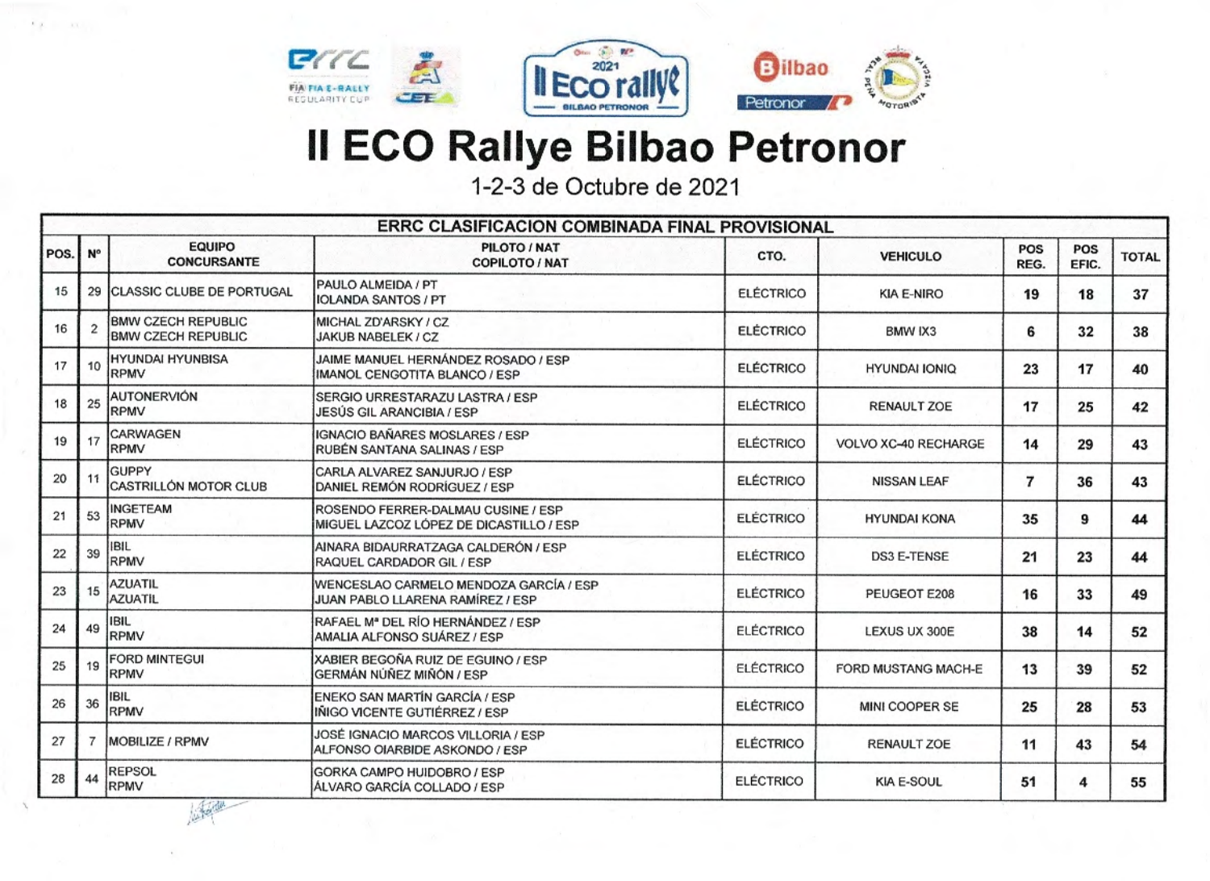# II ECO Rallye Bilbao Petronor

1-2-3 de Octubre de 2021

| ERRC CLASIFICACION COMBINADA FINAL PROVISIONAL | | | | | | | | |
|---|---|---|---|---|---|---|---|---|
| POS. | Nº | EQUIPO CONCURSANTE | PILOTO / NAT COPILOTO / NAT | CTO. | VEHICULO | POS REG. | POS EFIC. | TOTAL |
| 15 | 29 | CLASSIC CLUBE DE PORTUGAL | PAULO ALMEIDA / PT IOLANDA SANTOS / PT | ELÉCTRICO | KIA E-NIRO | 19 | 18 | 37 |
| 16 | 2 | BMW CZECH REPUBLIC BMW CZECH REPUBLIC | MICHAL ZD'ARSKY / CZ JAKUB NABELEK / CZ | ELÉCTRICO | BMW IX3 | 6 | 32 | 38 |
| 17 | 10 | HYUNDAI HYUNBISA RPMV | JAIME MANUEL HERNÁNDEZ ROSADO / ESP IMANOL CENGOTITA BLANCO / ESP | ELÉCTRICO | HYUNDAI IONIQ | 23 | 17 | 40 |
| 18 | 25 | AUTONERVIÓN RPMV | SERGIO URRESTARAZU LASTRA / ESP JESÚS GIL ARANCIBIA / ESP | ELÉCTRICO | RENAULT ZOE | 17 | 25 | 42 |
| 19 | 17 | CARWAGEN RPMV | IGNACIO BAÑARES MOSLARES / ESP RUBÉN SANTANA SALINAS / ESP | ELÉCTRICO | VOLVO XC-40 RECHARGE | 14 | 29 | 43 |
| 20 | 11 | GUPPY CASTRILLÓN MOTOR CLUB | CARLA ALVAREZ SANJURJO / ESP DANIEL REMÓN RODRÍGUEZ / ESP | ELÉCTRICO | NISSAN LEAF | 7 | 36 | 43 |
| 21 | 53 | INGETEAM RPMV | ROSENDO FERRER-DALMAU CUSINE / ESP MIGUEL LAZCOZ LÓPEZ DE DICASTILLO / ESP | ELÉCTRICO | HYUNDAI KONA | 35 | 9 | 44 |
| 22 | 39 | IBIL RPMV | AINARA BIDAURRATZAGA CALDERÓN / ESP RAQUEL CARDADOR GIL / ESP | ELÉCTRICO | DS3 E-TENSE | 21 | 23 | 44 |
| 23 | 15 | AZUATIL AZUATIL | WENCESLAO CARMELO MENDOZA GARCÍA / ESP JUAN PABLO LLARENA RAMÍREZ / ESP | ELÉCTRICO | PEUGEOT E208 | 16 | 33 | 49 |
| 24 | 49 | IBIL RPMV | RAFAEL Mª DEL RÍO HERNÁNDEZ / ESP AMALIA ALFONSO SUÁREZ / ESP | ELÉCTRICO | LEXUS UX 300E | 38 | 14 | 52 |
| 25 | 19 | FORD MINTEGUI RPMV | XABIER BEGOÑA RUIZ DE EGUINO / ESP GERMÁN NÚÑEZ MIÑÓN / ESP | ELÉCTRICO | FORD MUSTANG MACH-E | 13 | 39 | 52 |
| 26 | 36 | IBIL RPMV | ENEKO SAN MARTÍN GARCÍA / ESP IÑIGO VICENTE GUTIÉRREZ / ESP | ELÉCTRICO | MINI COOPER SE | 25 | 28 | 53 |
| 27 | 7 | MOBILIZE / RPMV | JOSÉ IGNACIO MARCOS VILLORIA / ESP ALFONSO OIARBIDE ASKONDO / ESP | ELÉCTRICO | RENAULT ZOE | 11 | 43 | 54 |
| 28 | 44 | REPSOL RPMV | GORKA CAMPO HUIDOBRO / ESP ÁLVARO GARCÍA COLLADO / ESP | ELÉCTRICO | KIA E-SOUL | 51 | 4 | 55 |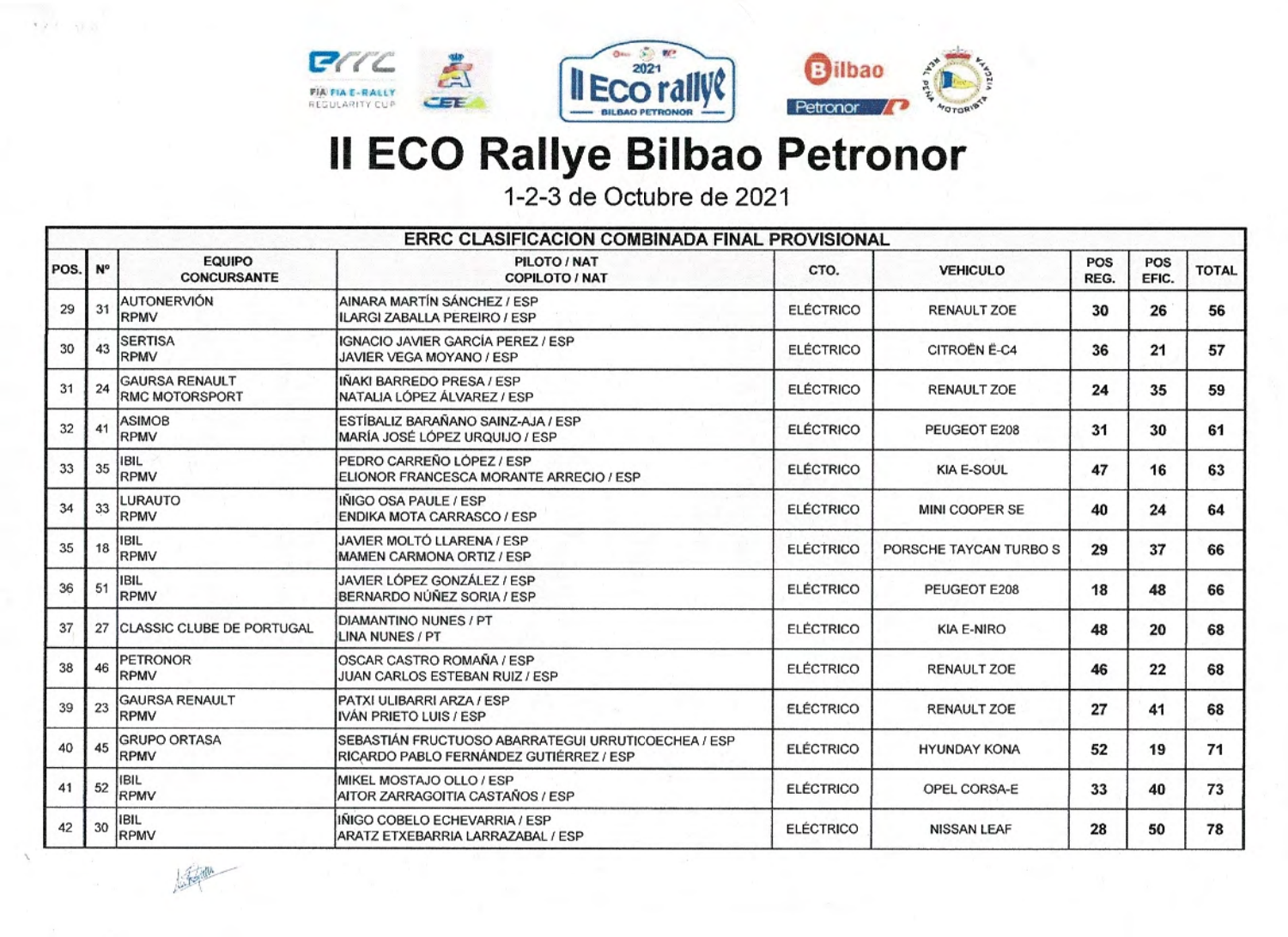# II ECO Rallye Bilbao Petronor

1-2-3 de Octubre de 2021

| ERRC CLASIFICACION COMBINADA FINAL PROVISIONAL | | | | | | | | |
|---|---|---|---|---|---|---|---|---|
| POS. | Nº | EQUIPO CONCURSANTE | PILOTO / NAT COPILOTO / NAT | CTO. | VEHICULO | POS REG. | POS EFIC. | TOTAL |
| 29 | 31 | AUTONERVIÓN RPMV | AINARA MARTÍN SÁNCHEZ / ESP ILARGI ZABALLA PEREIRO / ESP | ELÉCTRICO | RENAULT ZOE | 30 | 26 | 56 |
| 30 | 43 | SERTISA RPMV | IGNACIO JAVIER GARCÍA PEREZ / ESP JAVIER VEGA MOYANO / ESP | ELÉCTRICO | CITROËN Ë-C4 | 36 | 21 | 57 |
| 31 | 24 | GAURSA RENAULT RMC MOTORSPORT | IÑAKI BARREDO PRESA / ESP NATALIA LÓPEZ ÁLVAREZ / ESP | ELÉCTRICO | RENAULT ZOE | 24 | 35 | 59 |
| 32 | 41 | ASIMOB RPMV | ESTÍBALIZ BARAÑANO SAINZ-AJA / ESP MARÍA JOSÉ LÓPEZ URQUIJO / ESP | ELÉCTRICO | PEUGEOT E208 | 31 | 30 | 61 |
| 33 | 35 | IBIL RPMV | PEDRO CARREÑO LÓPEZ / ESP ELIONOR FRANCESCA MORANTE ARRECIO / ESP | ELÉCTRICO | KIA E-SOUL | 47 | 16 | 63 |
| 34 | 33 | LURAUTO RPMV | IÑIGO OSA PAULE / ESP ENDIKA MOTA CARRASCO / ESP | ELÉCTRICO | MINI COOPER SE | 40 | 24 | 64 |
| 35 | 18 | IBIL RPMV | JAVIER MOLTÓ LLARENA / ESP MAMEN CARMONA ORTIZ / ESP | ELÉCTRICO | PORSCHE TAYCAN TURBO S | 29 | 37 | 66 |
| 36 | 51 | IBIL RPMV | JAVIER LÓPEZ GONZÁLEZ / ESP BERNARDO NÚÑEZ SORIA / ESP | ELÉCTRICO | PEUGEOT E208 | 18 | 48 | 66 |
| 37 | 27 | CLASSIC CLUBE DE PORTUGAL | DIAMANTINO NUNES / PT LINA NUNES / PT | ELÉCTRICO | KIA E-NIRO | 48 | 20 | 68 |
| 38 | 46 | PETRONOR RPMV | OSCAR CASTRO ROMAÑA / ESP JUAN CARLOS ESTEBAN RUIZ / ESP | ELÉCTRICO | RENAULT ZOE | 46 | 22 | 68 |
| 39 | 23 | GAURSA RENAULT RPMV | PATXI ULIBARRI ARZA / ESP IVÁN PRIETO LUIS / ESP | ELÉCTRICO | RENAULT ZOE | 27 | 41 | 68 |
| 40 | 45 | GRUPO ORTASA RPMV | SEBASTIÁN FRUCTUOSO ABARRATEGUI URRUTICOECHEA / ESP RICARDO PABLO FERNÁNDEZ GUTIÉRREZ / ESP | ELÉCTRICO | HYUNDAY KONA | 52 | 19 | 71 |
| 41 | 52 | IBIL RPMV | MIKEL MOSTAJO OLLO / ESP AITOR ZARRAGOITIA CASTAÑOS / ESP | ELÉCTRICO | OPEL CORSA-E | 33 | 40 | 73 |
| 42 | 30 | IBIL RPMV | IÑIGO COBELO ECHEVARRIA / ESP ARATZ ETXEBARRIA LARRAZABAL / ESP | ELÉCTRICO | NISSAN LEAF | 28 | 50 | 78 |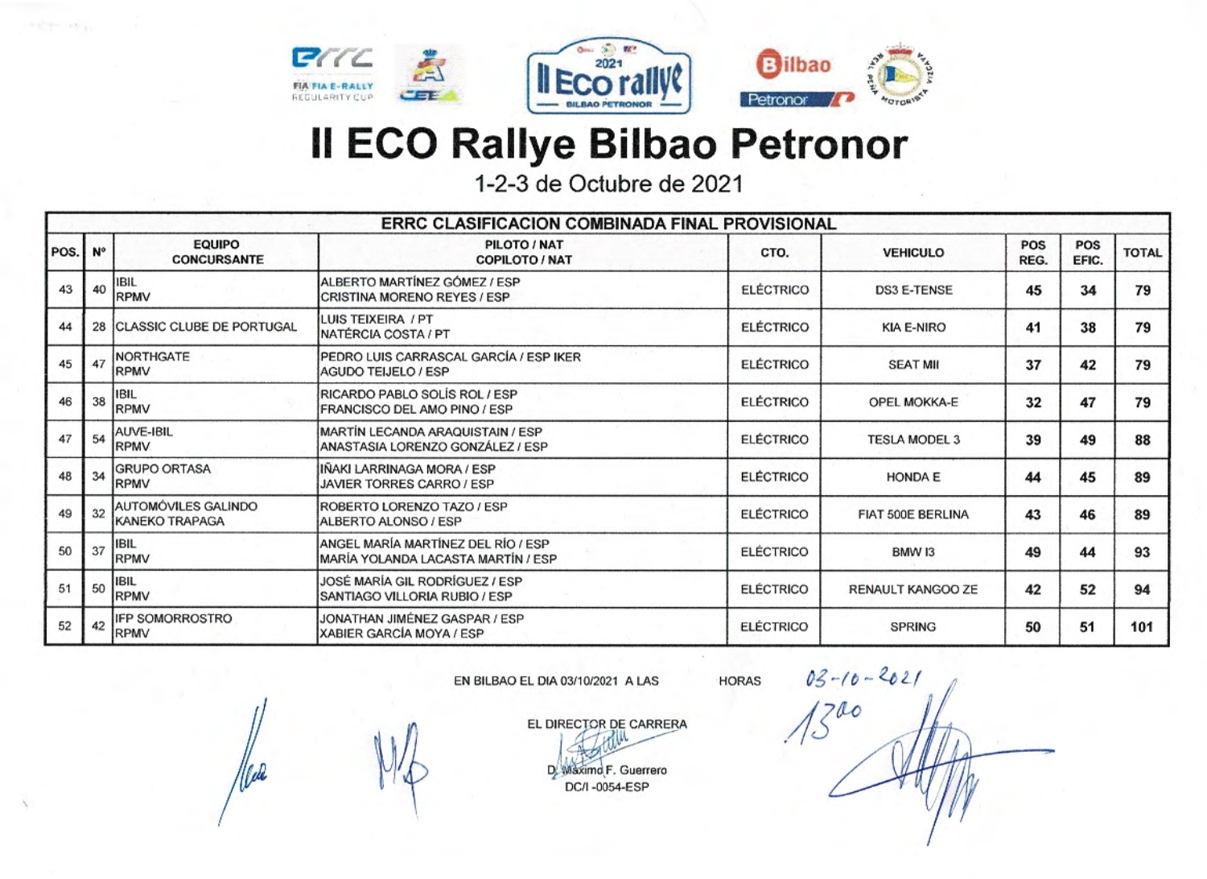# II ECO Rallye Bilbao Petronor

1-2-3 de Octubre de 2021

## ERRC CLASIFICACION COMBINADA FINAL PROVISIONAL

| POS. | Nº | EQUIPO CONCURSANTE | PILOTO / NAT COPILOTO / NAT | CTO. | VEHICULO | POS REG. | POS EFIC. | TOTAL |
|---|---|---|---|---|---|---|---|---|
| 43 | 40 | IBIL RPMV | ALBERTO MARTÍNEZ GÓMEZ / ESP CRISTINA MORENO REYES / ESP | ELÉCTRICO | DS3 E-TENSE | 45 | 34 | 79 |
| 44 | 28 | CLASSIC CLUBE DE PORTUGAL | LUIS TEIXEIRA / PT NATÉRCIA COSTA / PT | ELÉCTRICO | KIA E-NIRO | 41 | 38 | 79 |
| 45 | 47 | NORTHGATE RPMV | PEDRO LUIS CARRASCAL GARCÍA / ESP IKER AGUDO TEIJELO / ESP | ELÉCTRICO | SEAT MII | 37 | 42 | 79 |
| 46 | 38 | IBIL RPMV | RICARDO PABLO SOLÍS ROL / ESP FRANCISCO DEL AMO PINO / ESP | ELÉCTRICO | OPEL MOKKA-E | 32 | 47 | 79 |
| 47 | 54 | AUVE-IBIL RPMV | MARTÍN LECANDA ARAQUISTAIN / ESP ANASTASIA LORENZO GONZÁLEZ / ESP | ELÉCTRICO | TESLA MODEL 3 | 39 | 49 | 88 |
| 48 | 34 | GRUPO ORTASA RPMV | IÑAKI LARRINAGA MORA / ESP JAVIER TORRES CARRO / ESP | ELÉCTRICO | HONDA E | 44 | 45 | 89 |
| 49 | 32 | AUTOMÓVILES GALINDO KANEKO TRAPAGA | ROBERTO LORENZO TAZO / ESP ALBERTO ALONSO / ESP | ELÉCTRICO | FIAT 500E BERLINA | 43 | 46 | 89 |
| 50 | 37 | IBIL RPMV | ANGEL MARÍA MARTÍNEZ DEL RÍO / ESP MARÍA YOLANDA LACASTA MARTÍN / ESP | ELÉCTRICO | BMW I3 | 49 | 44 | 93 |
| 51 | 50 | IBIL RPMV | JOSÉ MARÍA GIL RODRÍGUEZ / ESP SANTIAGO VILLORIA RUBIO / ESP | ELÉCTRICO | RENAULT KANGOO ZE | 42 | 52 | 94 |
| 52 | 42 | IFP SOMORROSTRO RPMV | JONATHAN JIMÉNEZ GASPAR / ESP XABIER GARCÍA MOYA / ESP | ELÉCTRICO | SPRING | 50 | 51 | 101 |

EN BILBAO EL DIA 03/10/2021 A LAS HORAS 03-10-2021 13:00

EL DIRECTOR DE CARRERA

D. Máximo F. Guerrero

DC/I -0054-ESP